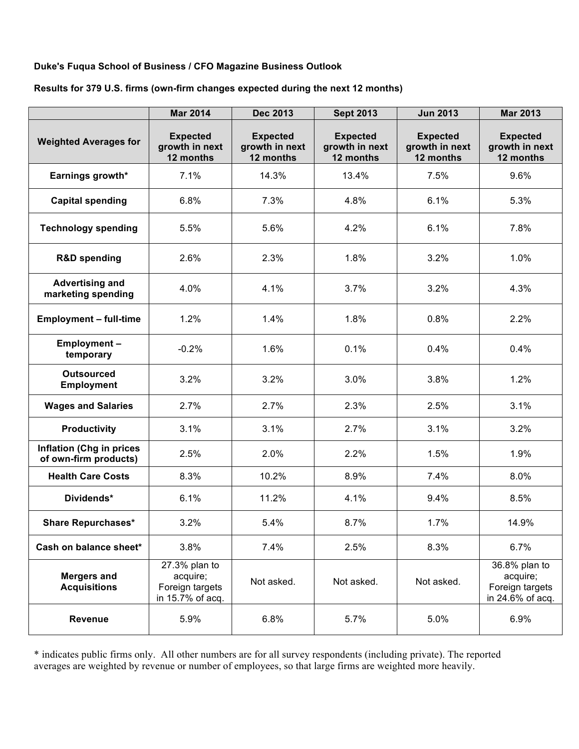**Duke's Fuqua School of Business / CFO Magazine Business Outlook**

**Results for 379 U.S. firms (own-firm changes expected during the next 12 months)**

| | Mar 2014 | Dec 2013 | Sept 2013 | Jun 2013 | Mar 2013 |
|---|---|---|---|---|---|
| **Weighted Averages for** | **Expected growth in next 12 months** | **Expected growth in next 12 months** | **Expected growth in next 12 months** | **Expected growth in next 12 months** | **Expected growth in next 12 months** |
| **Earnings growth*** | 7.1% | 14.3% | 13.4% | 7.5% | 9.6% |
| **Capital spending** | 6.8% | 7.3% | 4.8% | 6.1% | 5.3% |
| **Technology spending** | 5.5% | 5.6% | 4.2% | 6.1% | 7.8% |
| **R&D spending** | 2.6% | 2.3% | 1.8% | 3.2% | 1.0% |
| **Advertising and marketing spending** | 4.0% | 4.1% | 3.7% | 3.2% | 4.3% |
| **Employment – full-time** | 1.2% | 1.4% | 1.8% | 0.8% | 2.2% |
| **Employment – temporary** | -0.2% | 1.6% | 0.1% | 0.4% | 0.4% |
| **Outsourced Employment** | 3.2% | 3.2% | 3.0% | 3.8% | 1.2% |
| **Wages and Salaries** | 2.7% | 2.7% | 2.3% | 2.5% | 3.1% |
| **Productivity** | 3.1% | 3.1% | 2.7% | 3.1% | 3.2% |
| **Inflation (Chg in prices of own-firm products)** | 2.5% | 2.0% | 2.2% | 1.5% | 1.9% |
| **Health Care Costs** | 8.3% | 10.2% | 8.9% | 7.4% | 8.0% |
| **Dividends*** | 6.1% | 11.2% | 4.1% | 9.4% | 8.5% |
| **Share Repurchases*** | 3.2% | 5.4% | 8.7% | 1.7% | 14.9% |
| **Cash on balance sheet*** | 3.8% | 7.4% | 2.5% | 8.3% | 6.7% |
| **Mergers and Acquisitions** | 27.3% plan to acquire; Foreign targets in 15.7% of acq. | Not asked. | Not asked. | Not asked. | 36.8% plan to acquire; Foreign targets in 24.6% of acq. |
| **Revenue** | 5.9% | 6.8% | 5.7% | 5.0% | 6.9% |

* indicates public firms only. All other numbers are for all survey respondents (including private). The reported averages are weighted by revenue or number of employees, so that large firms are weighted more heavily.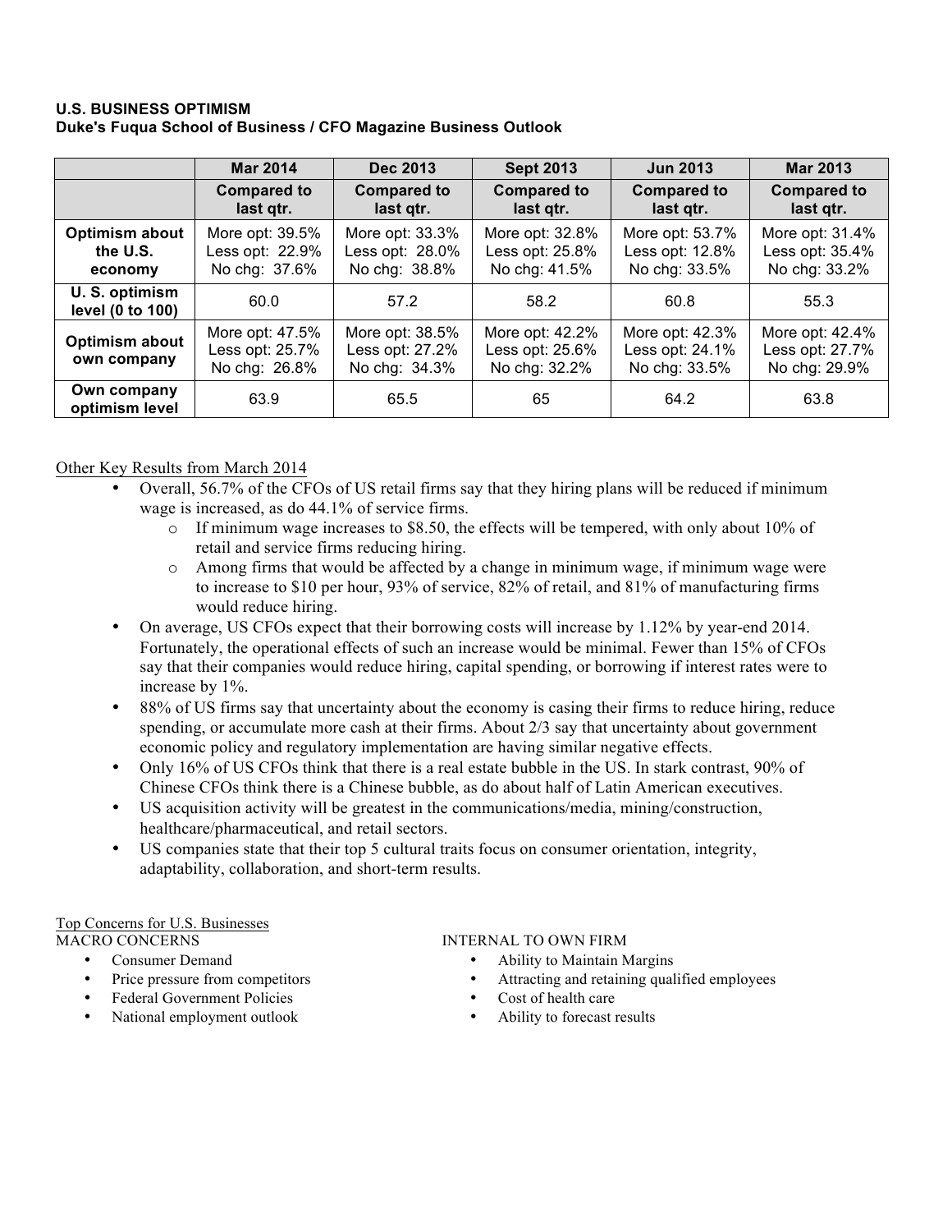**U.S. BUSINESS OPTIMISM**
**Duke's Fuqua School of Business / CFO Magazine Business Outlook**

| | Mar 2014 | Dec 2013 | Sept 2013 | Jun 2013 | Mar 2013 |
|---|---|---|---|---|---|
| | Compared to last qtr. | Compared to last qtr. | Compared to last qtr. | Compared to last qtr. | Compared to last qtr. |
| **Optimism about the U.S. economy** | More opt: 39.5%<br>Less opt: 22.9%<br>No chg: 37.6% | More opt: 33.3%<br>Less opt: 28.0%<br>No chg: 38.8% | More opt: 32.8%<br>Less opt: 25.8%<br>No chg: 41.5% | More opt: 53.7%<br>Less opt: 12.8%<br>No chg: 33.5% | More opt: 31.4%<br>Less opt: 35.4%<br>No chg: 33.2% |
| **U. S. optimism level (0 to 100)** | 60.0 | 57.2 | 58.2 | 60.8 | 55.3 |
| **Optimism about own company** | More opt: 47.5%<br>Less opt: 25.7%<br>No chg: 26.8% | More opt: 38.5%<br>Less opt: 27.2%<br>No chg: 34.3% | More opt: 42.2%<br>Less opt: 25.6%<br>No chg: 32.2% | More opt: 42.3%<br>Less opt: 24.1%<br>No chg: 33.5% | More opt: 42.4%<br>Less opt: 27.7%<br>No chg: 29.9% |
| **Own company optimism level** | 63.9 | 65.5 | 65 | 64.2 | 63.8 |

Other Key Results from March 2014

- Overall, 56.7% of the CFOs of US retail firms say that they hiring plans will be reduced if minimum wage is increased, as do 44.1% of service firms.
  - If minimum wage increases to $8.50, the effects will be tempered, with only about 10% of retail and service firms reducing hiring.
  - Among firms that would be affected by a change in minimum wage, if minimum wage were to increase to $10 per hour, 93% of service, 82% of retail, and 81% of manufacturing firms would reduce hiring.
- On average, US CFOs expect that their borrowing costs will increase by 1.12% by year-end 2014. Fortunately, the operational effects of such an increase would be minimal. Fewer than 15% of CFOs say that their companies would reduce hiring, capital spending, or borrowing if interest rates were to increase by 1%.
- 88% of US firms say that uncertainty about the economy is casing their firms to reduce hiring, reduce spending, or accumulate more cash at their firms. About 2/3 say that uncertainty about government economic policy and regulatory implementation are having similar negative effects.
- Only 16% of US CFOs think that there is a real estate bubble in the US. In stark contrast, 90% of Chinese CFOs think there is a Chinese bubble, as do about half of Latin American executives.
- US acquisition activity will be greatest in the communications/media, mining/construction, healthcare/pharmaceutical, and retail sectors.
- US companies state that their top 5 cultural traits focus on consumer orientation, integrity, adaptability, collaboration, and short-term results.

Top Concerns for U.S. Businesses

MACRO CONCERNS

- Consumer Demand
- Price pressure from competitors
- Federal Government Policies
- National employment outlook

INTERNAL TO OWN FIRM

- Ability to Maintain Margins
- Attracting and retaining qualified employees
- Cost of health care
- Ability to forecast results